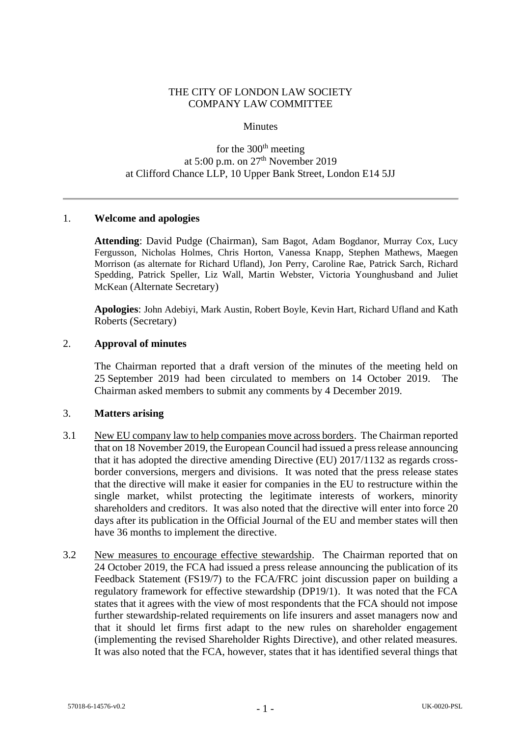THE CITY OF LONDON LAW SOCIETY
COMPANY LAW COMMITTEE

Minutes

for the 300th meeting
at 5:00 p.m. on 27th November 2019
at Clifford Chance LLP, 10 Upper Bank Street, London E14 5JJ

---

1. **Welcome and apologies**

   **Attending**: David Pudge (Chairman), Sam Bagot, Adam Bogdanor, Murray Cox, Lucy Fergusson, Nicholas Holmes, Chris Horton, Vanessa Knapp, Stephen Mathews, Maegen Morrison (as alternate for Richard Ufland), Jon Perry, Caroline Rae, Patrick Sarch, Richard Spedding, Patrick Speller, Liz Wall, Martin Webster, Victoria Younghusband and Juliet McKean (Alternate Secretary)

   **Apologies**: John Adebiyi, Mark Austin, Robert Boyle, Kevin Hart, Richard Ufland and Kath Roberts (Secretary)

2. **Approval of minutes**

   The Chairman reported that a draft version of the minutes of the meeting held on 25 September 2019 had been circulated to members on 14 October 2019. The Chairman asked members to submit any comments by 4 December 2019.

3. **Matters arising**

3.1 New EU company law to help companies move across borders. The Chairman reported that on 18 November 2019, the European Council had issued a press release announcing that it has adopted the directive amending Directive (EU) 2017/1132 as regards cross-border conversions, mergers and divisions. It was noted that the press release states that the directive will make it easier for companies in the EU to restructure within the single market, whilst protecting the legitimate interests of workers, minority shareholders and creditors. It was also noted that the directive will enter into force 20 days after its publication in the Official Journal of the EU and member states will then have 36 months to implement the directive.

3.2 New measures to encourage effective stewardship. The Chairman reported that on 24 October 2019, the FCA had issued a press release announcing the publication of its Feedback Statement (FS19/7) to the FCA/FRC joint discussion paper on building a regulatory framework for effective stewardship (DP19/1). It was noted that the FCA states that it agrees with the view of most respondents that the FCA should not impose further stewardship-related requirements on life insurers and asset managers now and that it should let firms first adapt to the new rules on shareholder engagement (implementing the revised Shareholder Rights Directive), and other related measures. It was also noted that the FCA, however, states that it has identified several things that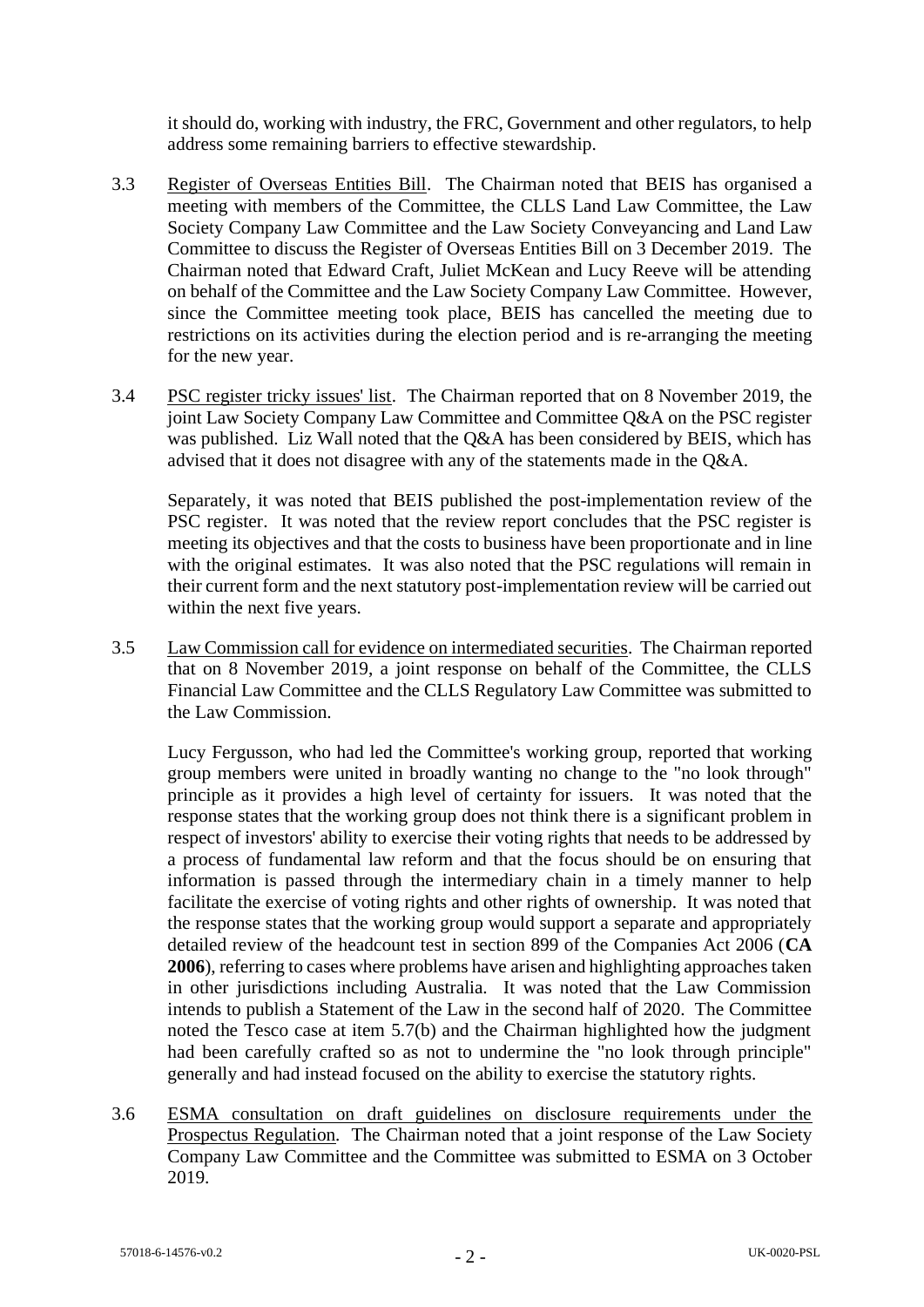it should do, working with industry, the FRC, Government and other regulators, to help address some remaining barriers to effective stewardship.

3.3 Register of Overseas Entities Bill. The Chairman noted that BEIS has organised a meeting with members of the Committee, the CLLS Land Law Committee, the Law Society Company Law Committee and the Law Society Conveyancing and Land Law Committee to discuss the Register of Overseas Entities Bill on 3 December 2019. The Chairman noted that Edward Craft, Juliet McKean and Lucy Reeve will be attending on behalf of the Committee and the Law Society Company Law Committee. However, since the Committee meeting took place, BEIS has cancelled the meeting due to restrictions on its activities during the election period and is re-arranging the meeting for the new year.

3.4 PSC register tricky issues' list. The Chairman reported that on 8 November 2019, the joint Law Society Company Law Committee and Committee Q&A on the PSC register was published. Liz Wall noted that the Q&A has been considered by BEIS, which has advised that it does not disagree with any of the statements made in the Q&A.

Separately, it was noted that BEIS published the post-implementation review of the PSC register. It was noted that the review report concludes that the PSC register is meeting its objectives and that the costs to business have been proportionate and in line with the original estimates. It was also noted that the PSC regulations will remain in their current form and the next statutory post-implementation review will be carried out within the next five years.

3.5 Law Commission call for evidence on intermediated securities. The Chairman reported that on 8 November 2019, a joint response on behalf of the Committee, the CLLS Financial Law Committee and the CLLS Regulatory Law Committee was submitted to the Law Commission.

Lucy Fergusson, who had led the Committee's working group, reported that working group members were united in broadly wanting no change to the "no look through" principle as it provides a high level of certainty for issuers. It was noted that the response states that the working group does not think there is a significant problem in respect of investors' ability to exercise their voting rights that needs to be addressed by a process of fundamental law reform and that the focus should be on ensuring that information is passed through the intermediary chain in a timely manner to help facilitate the exercise of voting rights and other rights of ownership. It was noted that the response states that the working group would support a separate and appropriately detailed review of the headcount test in section 899 of the Companies Act 2006 (**CA 2006**), referring to cases where problems have arisen and highlighting approaches taken in other jurisdictions including Australia. It was noted that the Law Commission intends to publish a Statement of the Law in the second half of 2020. The Committee noted the Tesco case at item 5.7(b) and the Chairman highlighted how the judgment had been carefully crafted so as not to undermine the "no look through principle" generally and had instead focused on the ability to exercise the statutory rights.

3.6 ESMA consultation on draft guidelines on disclosure requirements under the Prospectus Regulation. The Chairman noted that a joint response of the Law Society Company Law Committee and the Committee was submitted to ESMA on 3 October 2019.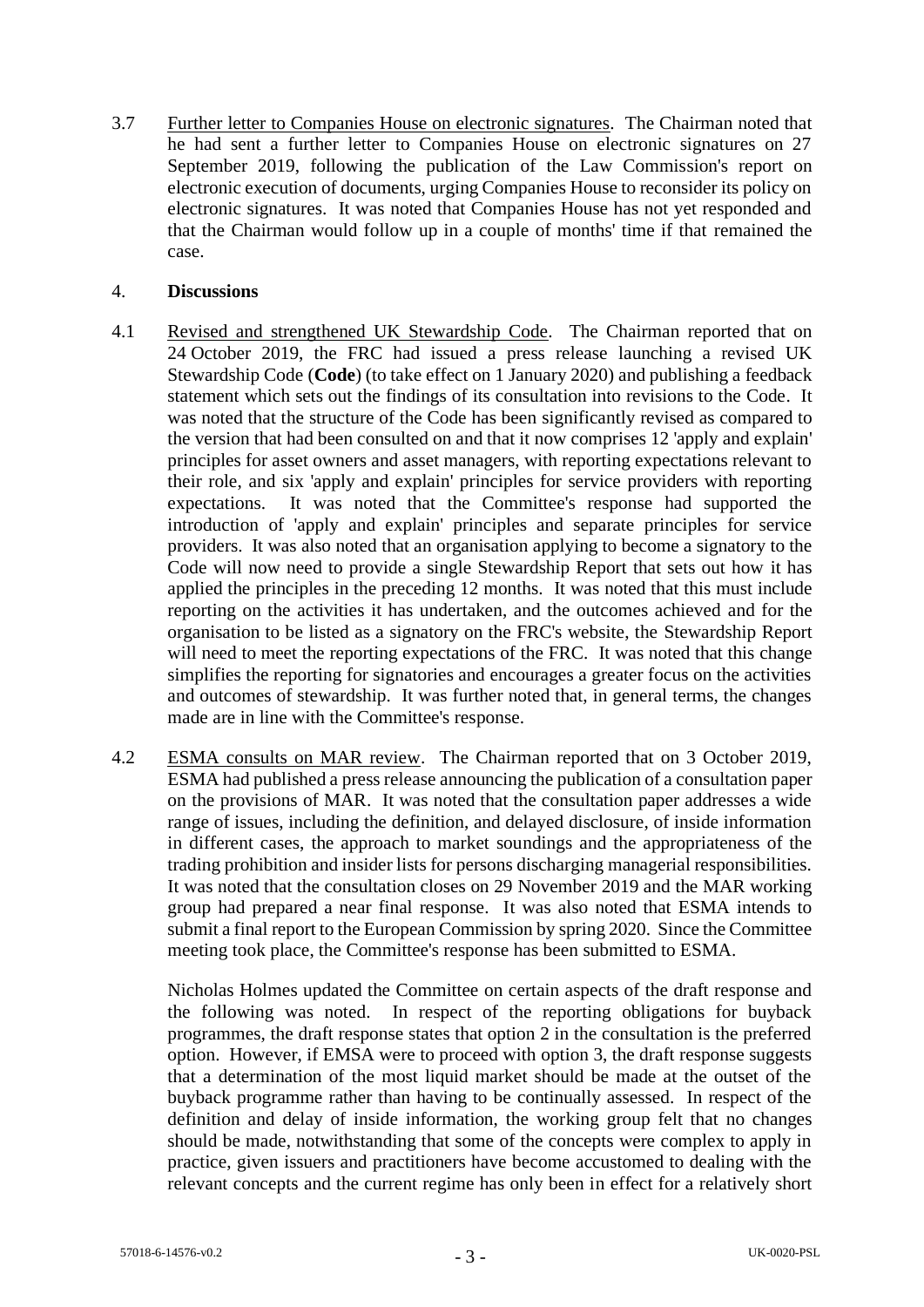3.7 Further letter to Companies House on electronic signatures. The Chairman noted that he had sent a further letter to Companies House on electronic signatures on 27 September 2019, following the publication of the Law Commission's report on electronic execution of documents, urging Companies House to reconsider its policy on electronic signatures. It was noted that Companies House has not yet responded and that the Chairman would follow up in a couple of months' time if that remained the case.

4. **Discussions**

4.1 Revised and strengthened UK Stewardship Code. The Chairman reported that on 24 October 2019, the FRC had issued a press release launching a revised UK Stewardship Code (**Code**) (to take effect on 1 January 2020) and publishing a feedback statement which sets out the findings of its consultation into revisions to the Code. It was noted that the structure of the Code has been significantly revised as compared to the version that had been consulted on and that it now comprises 12 'apply and explain' principles for asset owners and asset managers, with reporting expectations relevant to their role, and six 'apply and explain' principles for service providers with reporting expectations. It was noted that the Committee's response had supported the introduction of 'apply and explain' principles and separate principles for service providers. It was also noted that an organisation applying to become a signatory to the Code will now need to provide a single Stewardship Report that sets out how it has applied the principles in the preceding 12 months. It was noted that this must include reporting on the activities it has undertaken, and the outcomes achieved and for the organisation to be listed as a signatory on the FRC's website, the Stewardship Report will need to meet the reporting expectations of the FRC. It was noted that this change simplifies the reporting for signatories and encourages a greater focus on the activities and outcomes of stewardship. It was further noted that, in general terms, the changes made are in line with the Committee's response.

4.2 ESMA consults on MAR review. The Chairman reported that on 3 October 2019, ESMA had published a press release announcing the publication of a consultation paper on the provisions of MAR. It was noted that the consultation paper addresses a wide range of issues, including the definition, and delayed disclosure, of inside information in different cases, the approach to market soundings and the appropriateness of the trading prohibition and insider lists for persons discharging managerial responsibilities. It was noted that the consultation closes on 29 November 2019 and the MAR working group had prepared a near final response. It was also noted that ESMA intends to submit a final report to the European Commission by spring 2020. Since the Committee meeting took place, the Committee's response has been submitted to ESMA.

Nicholas Holmes updated the Committee on certain aspects of the draft response and the following was noted. In respect of the reporting obligations for buyback programmes, the draft response states that option 2 in the consultation is the preferred option. However, if EMSA were to proceed with option 3, the draft response suggests that a determination of the most liquid market should be made at the outset of the buyback programme rather than having to be continually assessed. In respect of the definition and delay of inside information, the working group felt that no changes should be made, notwithstanding that some of the concepts were complex to apply in practice, given issuers and practitioners have become accustomed to dealing with the relevant concepts and the current regime has only been in effect for a relatively short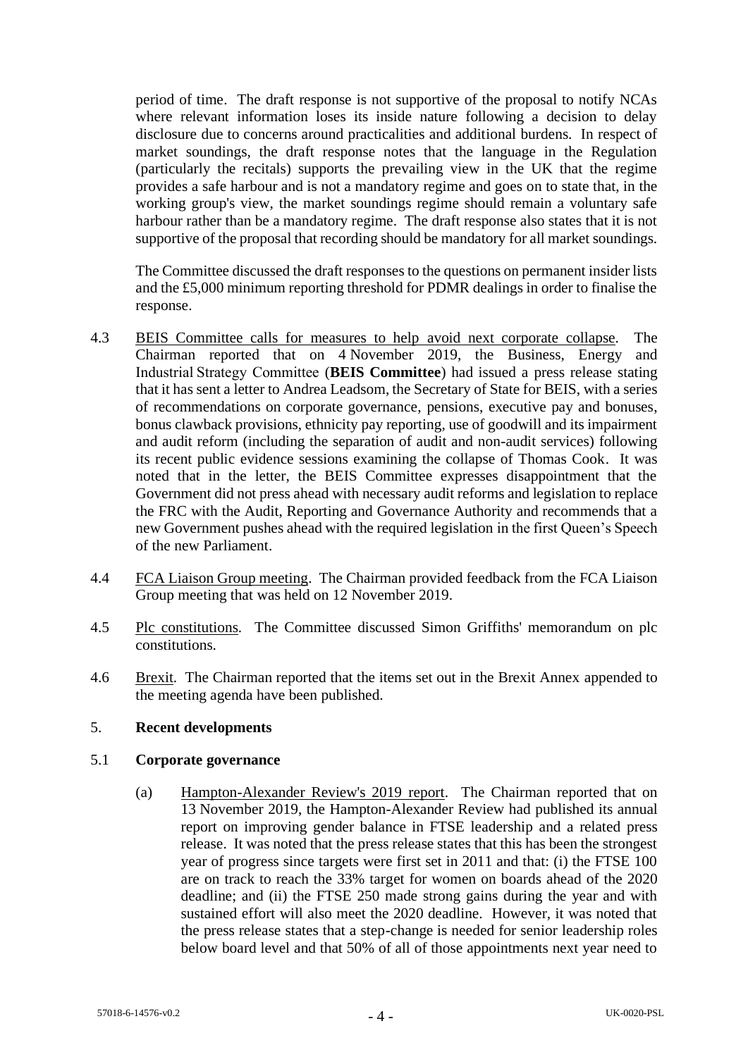period of time. The draft response is not supportive of the proposal to notify NCAs where relevant information loses its inside nature following a decision to delay disclosure due to concerns around practicalities and additional burdens. In respect of market soundings, the draft response notes that the language in the Regulation (particularly the recitals) supports the prevailing view in the UK that the regime provides a safe harbour and is not a mandatory regime and goes on to state that, in the working group's view, the market soundings regime should remain a voluntary safe harbour rather than be a mandatory regime. The draft response also states that it is not supportive of the proposal that recording should be mandatory for all market soundings.

The Committee discussed the draft responses to the questions on permanent insider lists and the £5,000 minimum reporting threshold for PDMR dealings in order to finalise the response.

4.3 BEIS Committee calls for measures to help avoid next corporate collapse. The Chairman reported that on 4 November 2019, the Business, Energy and Industrial Strategy Committee (**BEIS Committee**) had issued a press release stating that it has sent a letter to Andrea Leadsom, the Secretary of State for BEIS, with a series of recommendations on corporate governance, pensions, executive pay and bonuses, bonus clawback provisions, ethnicity pay reporting, use of goodwill and its impairment and audit reform (including the separation of audit and non-audit services) following its recent public evidence sessions examining the collapse of Thomas Cook. It was noted that in the letter, the BEIS Committee expresses disappointment that the Government did not press ahead with necessary audit reforms and legislation to replace the FRC with the Audit, Reporting and Governance Authority and recommends that a new Government pushes ahead with the required legislation in the first Queen's Speech of the new Parliament.

4.4 FCA Liaison Group meeting. The Chairman provided feedback from the FCA Liaison Group meeting that was held on 12 November 2019.

4.5 Plc constitutions. The Committee discussed Simon Griffiths' memorandum on plc constitutions.

4.6 Brexit. The Chairman reported that the items set out in the Brexit Annex appended to the meeting agenda have been published.

## 5. Recent developments

### 5.1 Corporate governance

(a) Hampton-Alexander Review's 2019 report. The Chairman reported that on 13 November 2019, the Hampton-Alexander Review had published its annual report on improving gender balance in FTSE leadership and a related press release. It was noted that the press release states that this has been the strongest year of progress since targets were first set in 2011 and that: (i) the FTSE 100 are on track to reach the 33% target for women on boards ahead of the 2020 deadline; and (ii) the FTSE 250 made strong gains during the year and with sustained effort will also meet the 2020 deadline. However, it was noted that the press release states that a step-change is needed for senior leadership roles below board level and that 50% of all of those appointments next year need to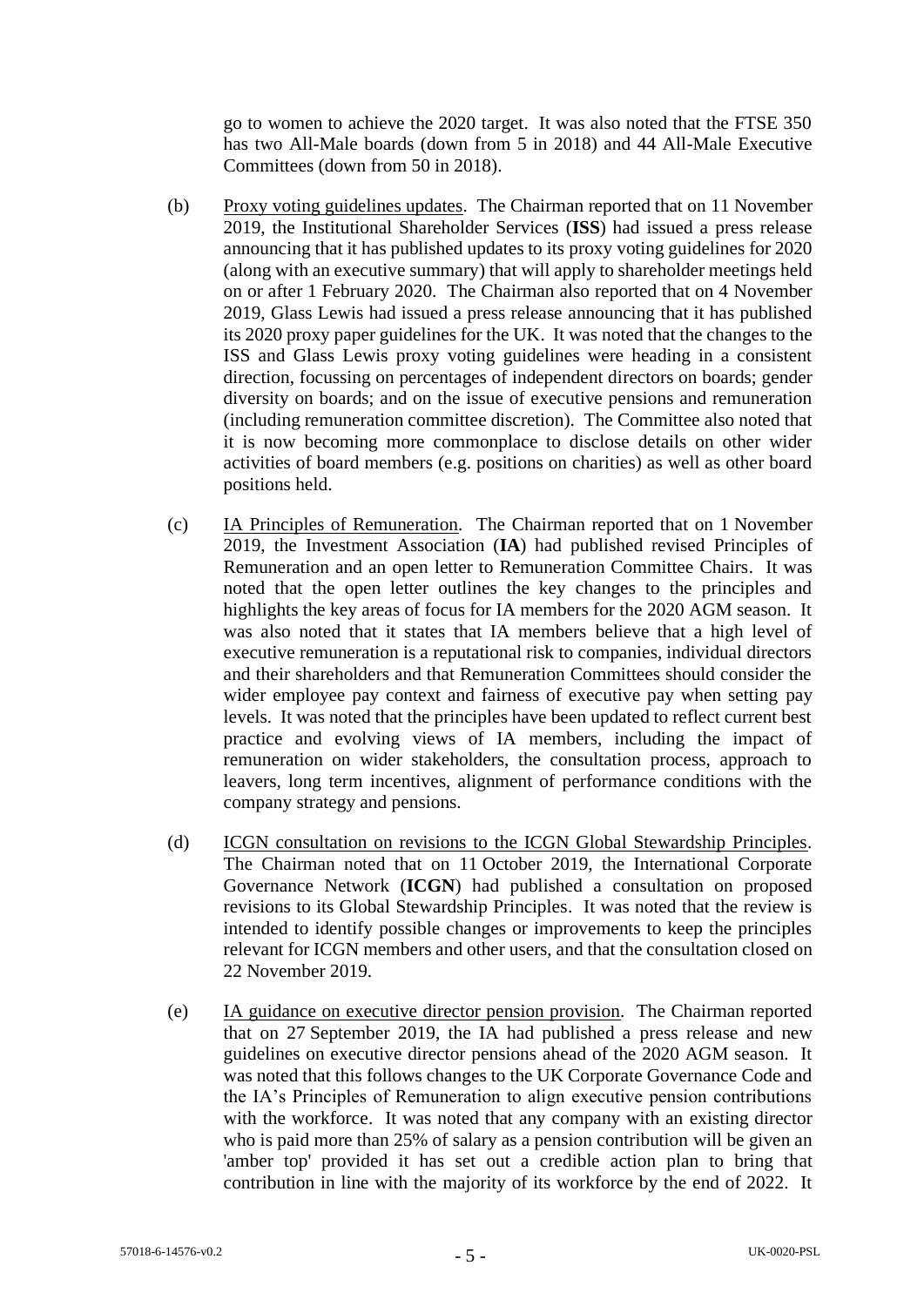go to women to achieve the 2020 target. It was also noted that the FTSE 350 has two All-Male boards (down from 5 in 2018) and 44 All-Male Executive Committees (down from 50 in 2018).

(b) Proxy voting guidelines updates. The Chairman reported that on 11 November 2019, the Institutional Shareholder Services (**ISS**) had issued a press release announcing that it has published updates to its proxy voting guidelines for 2020 (along with an executive summary) that will apply to shareholder meetings held on or after 1 February 2020. The Chairman also reported that on 4 November 2019, Glass Lewis had issued a press release announcing that it has published its 2020 proxy paper guidelines for the UK. It was noted that the changes to the ISS and Glass Lewis proxy voting guidelines were heading in a consistent direction, focussing on percentages of independent directors on boards; gender diversity on boards; and on the issue of executive pensions and remuneration (including remuneration committee discretion). The Committee also noted that it is now becoming more commonplace to disclose details on other wider activities of board members (e.g. positions on charities) as well as other board positions held.

(c) IA Principles of Remuneration. The Chairman reported that on 1 November 2019, the Investment Association (**IA**) had published revised Principles of Remuneration and an open letter to Remuneration Committee Chairs. It was noted that the open letter outlines the key changes to the principles and highlights the key areas of focus for IA members for the 2020 AGM season. It was also noted that it states that IA members believe that a high level of executive remuneration is a reputational risk to companies, individual directors and their shareholders and that Remuneration Committees should consider the wider employee pay context and fairness of executive pay when setting pay levels. It was noted that the principles have been updated to reflect current best practice and evolving views of IA members, including the impact of remuneration on wider stakeholders, the consultation process, approach to leavers, long term incentives, alignment of performance conditions with the company strategy and pensions.

(d) ICGN consultation on revisions to the ICGN Global Stewardship Principles. The Chairman noted that on 11 October 2019, the International Corporate Governance Network (**ICGN**) had published a consultation on proposed revisions to its Global Stewardship Principles. It was noted that the review is intended to identify possible changes or improvements to keep the principles relevant for ICGN members and other users, and that the consultation closed on 22 November 2019.

(e) IA guidance on executive director pension provision. The Chairman reported that on 27 September 2019, the IA had published a press release and new guidelines on executive director pensions ahead of the 2020 AGM season. It was noted that this follows changes to the UK Corporate Governance Code and the IA's Principles of Remuneration to align executive pension contributions with the workforce. It was noted that any company with an existing director who is paid more than 25% of salary as a pension contribution will be given an 'amber top' provided it has set out a credible action plan to bring that contribution in line with the majority of its workforce by the end of 2022. It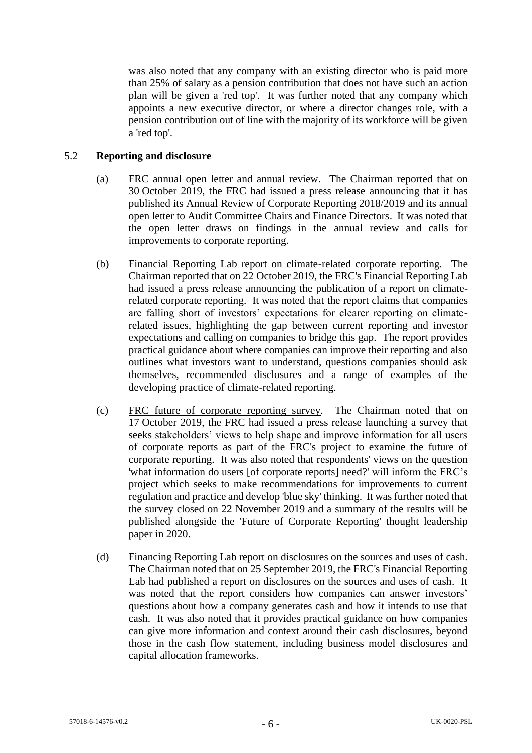was also noted that any company with an existing director who is paid more than 25% of salary as a pension contribution that does not have such an action plan will be given a 'red top'. It was further noted that any company which appoints a new executive director, or where a director changes role, with a pension contribution out of line with the majority of its workforce will be given a 'red top'.

5.2 **Reporting and disclosure**

(a) FRC annual open letter and annual review. The Chairman reported that on 30 October 2019, the FRC had issued a press release announcing that it has published its Annual Review of Corporate Reporting 2018/2019 and its annual open letter to Audit Committee Chairs and Finance Directors. It was noted that the open letter draws on findings in the annual review and calls for improvements to corporate reporting.

(b) Financial Reporting Lab report on climate-related corporate reporting. The Chairman reported that on 22 October 2019, the FRC's Financial Reporting Lab had issued a press release announcing the publication of a report on climate-related corporate reporting. It was noted that the report claims that companies are falling short of investors' expectations for clearer reporting on climate-related issues, highlighting the gap between current reporting and investor expectations and calling on companies to bridge this gap. The report provides practical guidance about where companies can improve their reporting and also outlines what investors want to understand, questions companies should ask themselves, recommended disclosures and a range of examples of the developing practice of climate-related reporting.

(c) FRC future of corporate reporting survey. The Chairman noted that on 17 October 2019, the FRC had issued a press release launching a survey that seeks stakeholders' views to help shape and improve information for all users of corporate reports as part of the FRC's project to examine the future of corporate reporting. It was also noted that respondents' views on the question 'what information do users [of corporate reports] need?' will inform the FRC's project which seeks to make recommendations for improvements to current regulation and practice and develop 'blue sky' thinking. It was further noted that the survey closed on 22 November 2019 and a summary of the results will be published alongside the 'Future of Corporate Reporting' thought leadership paper in 2020.

(d) Financing Reporting Lab report on disclosures on the sources and uses of cash. The Chairman noted that on 25 September 2019, the FRC's Financial Reporting Lab had published a report on disclosures on the sources and uses of cash. It was noted that the report considers how companies can answer investors' questions about how a company generates cash and how it intends to use that cash. It was also noted that it provides practical guidance on how companies can give more information and context around their cash disclosures, beyond those in the cash flow statement, including business model disclosures and capital allocation frameworks.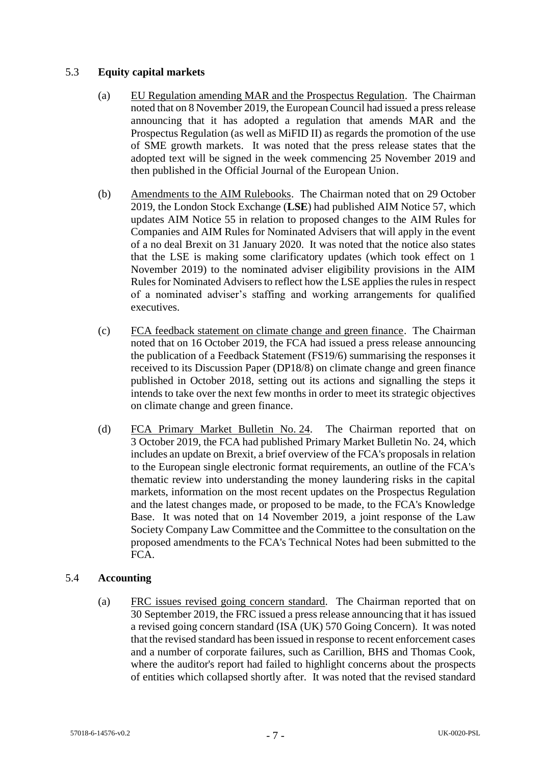## 5.3 **Equity capital markets**

(a) EU Regulation amending MAR and the Prospectus Regulation. The Chairman noted that on 8 November 2019, the European Council had issued a press release announcing that it has adopted a regulation that amends MAR and the Prospectus Regulation (as well as MiFID II) as regards the promotion of the use of SME growth markets. It was noted that the press release states that the adopted text will be signed in the week commencing 25 November 2019 and then published in the Official Journal of the European Union.

(b) Amendments to the AIM Rulebooks. The Chairman noted that on 29 October 2019, the London Stock Exchange (**LSE**) had published AIM Notice 57, which updates AIM Notice 55 in relation to proposed changes to the AIM Rules for Companies and AIM Rules for Nominated Advisers that will apply in the event of a no deal Brexit on 31 January 2020. It was noted that the notice also states that the LSE is making some clarificatory updates (which took effect on 1 November 2019) to the nominated adviser eligibility provisions in the AIM Rules for Nominated Advisers to reflect how the LSE applies the rules in respect of a nominated adviser's staffing and working arrangements for qualified executives.

(c) FCA feedback statement on climate change and green finance. The Chairman noted that on 16 October 2019, the FCA had issued a press release announcing the publication of a Feedback Statement (FS19/6) summarising the responses it received to its Discussion Paper (DP18/8) on climate change and green finance published in October 2018, setting out its actions and signalling the steps it intends to take over the next few months in order to meet its strategic objectives on climate change and green finance.

(d) FCA Primary Market Bulletin No. 24. The Chairman reported that on 3 October 2019, the FCA had published Primary Market Bulletin No. 24, which includes an update on Brexit, a brief overview of the FCA's proposals in relation to the European single electronic format requirements, an outline of the FCA's thematic review into understanding the money laundering risks in the capital markets, information on the most recent updates on the Prospectus Regulation and the latest changes made, or proposed to be made, to the FCA's Knowledge Base. It was noted that on 14 November 2019, a joint response of the Law Society Company Law Committee and the Committee to the consultation on the proposed amendments to the FCA's Technical Notes had been submitted to the FCA.

## 5.4 **Accounting**

(a) FRC issues revised going concern standard. The Chairman reported that on 30 September 2019, the FRC issued a press release announcing that it has issued a revised going concern standard (ISA (UK) 570 Going Concern). It was noted that the revised standard has been issued in response to recent enforcement cases and a number of corporate failures, such as Carillion, BHS and Thomas Cook, where the auditor's report had failed to highlight concerns about the prospects of entities which collapsed shortly after. It was noted that the revised standard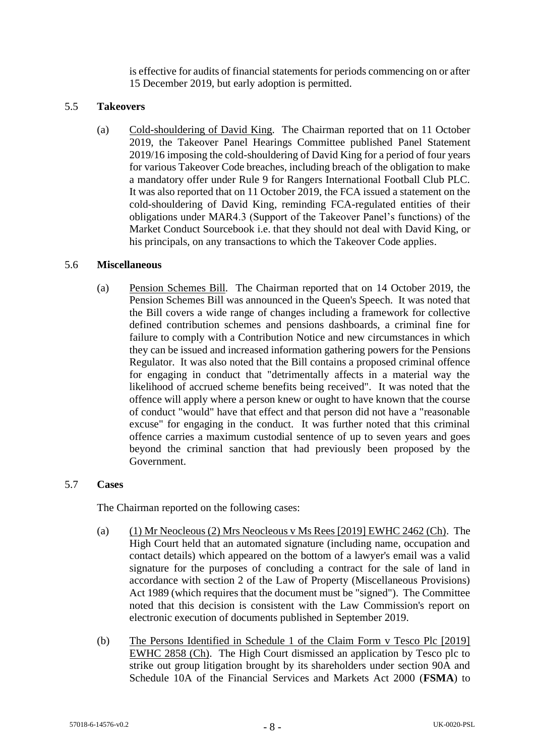is effective for audits of financial statements for periods commencing on or after 15 December 2019, but early adoption is permitted.

## 5.5 Takeovers

(a) Cold-shouldering of David King. The Chairman reported that on 11 October 2019, the Takeover Panel Hearings Committee published Panel Statement 2019/16 imposing the cold-shouldering of David King for a period of four years for various Takeover Code breaches, including breach of the obligation to make a mandatory offer under Rule 9 for Rangers International Football Club PLC. It was also reported that on 11 October 2019, the FCA issued a statement on the cold-shouldering of David King, reminding FCA-regulated entities of their obligations under MAR4.3 (Support of the Takeover Panel's functions) of the Market Conduct Sourcebook i.e. that they should not deal with David King, or his principals, on any transactions to which the Takeover Code applies.

## 5.6 Miscellaneous

(a) Pension Schemes Bill. The Chairman reported that on 14 October 2019, the Pension Schemes Bill was announced in the Queen's Speech. It was noted that the Bill covers a wide range of changes including a framework for collective defined contribution schemes and pensions dashboards, a criminal fine for failure to comply with a Contribution Notice and new circumstances in which they can be issued and increased information gathering powers for the Pensions Regulator. It was also noted that the Bill contains a proposed criminal offence for engaging in conduct that "detrimentally affects in a material way the likelihood of accrued scheme benefits being received". It was noted that the offence will apply where a person knew or ought to have known that the course of conduct "would" have that effect and that person did not have a "reasonable excuse" for engaging in the conduct. It was further noted that this criminal offence carries a maximum custodial sentence of up to seven years and goes beyond the criminal sanction that had previously been proposed by the Government.

## 5.7 Cases

The Chairman reported on the following cases:

(a) (1) Mr Neocleous (2) Mrs Neocleous v Ms Rees [2019] EWHC 2462 (Ch). The High Court held that an automated signature (including name, occupation and contact details) which appeared on the bottom of a lawyer's email was a valid signature for the purposes of concluding a contract for the sale of land in accordance with section 2 of the Law of Property (Miscellaneous Provisions) Act 1989 (which requires that the document must be "signed"). The Committee noted that this decision is consistent with the Law Commission's report on electronic execution of documents published in September 2019.

(b) The Persons Identified in Schedule 1 of the Claim Form v Tesco Plc [2019] EWHC 2858 (Ch). The High Court dismissed an application by Tesco plc to strike out group litigation brought by its shareholders under section 90A and Schedule 10A of the Financial Services and Markets Act 2000 (**FSMA**) to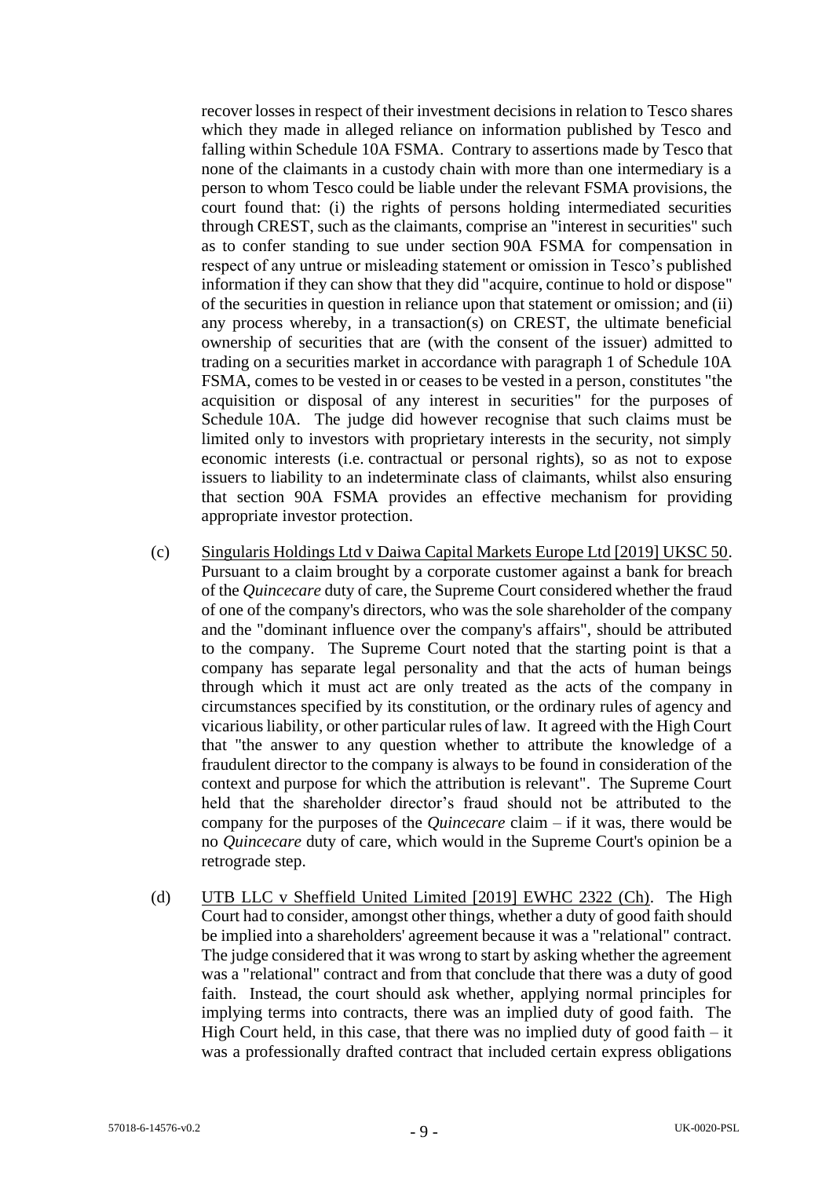recover losses in respect of their investment decisions in relation to Tesco shares which they made in alleged reliance on information published by Tesco and falling within Schedule 10A FSMA. Contrary to assertions made by Tesco that none of the claimants in a custody chain with more than one intermediary is a person to whom Tesco could be liable under the relevant FSMA provisions, the court found that: (i) the rights of persons holding intermediated securities through CREST, such as the claimants, comprise an "interest in securities" such as to confer standing to sue under section 90A FSMA for compensation in respect of any untrue or misleading statement or omission in Tesco's published information if they can show that they did "acquire, continue to hold or dispose" of the securities in question in reliance upon that statement or omission; and (ii) any process whereby, in a transaction(s) on CREST, the ultimate beneficial ownership of securities that are (with the consent of the issuer) admitted to trading on a securities market in accordance with paragraph 1 of Schedule 10A FSMA, comes to be vested in or ceases to be vested in a person, constitutes "the acquisition or disposal of any interest in securities" for the purposes of Schedule 10A. The judge did however recognise that such claims must be limited only to investors with proprietary interests in the security, not simply economic interests (i.e. contractual or personal rights), so as not to expose issuers to liability to an indeterminate class of claimants, whilst also ensuring that section 90A FSMA provides an effective mechanism for providing appropriate investor protection.

(c) Singularis Holdings Ltd v Daiwa Capital Markets Europe Ltd [2019] UKSC 50. Pursuant to a claim brought by a corporate customer against a bank for breach of the *Quincecare* duty of care, the Supreme Court considered whether the fraud of one of the company's directors, who was the sole shareholder of the company and the "dominant influence over the company's affairs", should be attributed to the company. The Supreme Court noted that the starting point is that a company has separate legal personality and that the acts of human beings through which it must act are only treated as the acts of the company in circumstances specified by its constitution, or the ordinary rules of agency and vicarious liability, or other particular rules of law. It agreed with the High Court that "the answer to any question whether to attribute the knowledge of a fraudulent director to the company is always to be found in consideration of the context and purpose for which the attribution is relevant". The Supreme Court held that the shareholder director's fraud should not be attributed to the company for the purposes of the *Quincecare* claim – if it was, there would be no *Quincecare* duty of care, which would in the Supreme Court's opinion be a retrograde step.

(d) UTB LLC v Sheffield United Limited [2019] EWHC 2322 (Ch). The High Court had to consider, amongst other things, whether a duty of good faith should be implied into a shareholders' agreement because it was a "relational" contract. The judge considered that it was wrong to start by asking whether the agreement was a "relational" contract and from that conclude that there was a duty of good faith. Instead, the court should ask whether, applying normal principles for implying terms into contracts, there was an implied duty of good faith. The High Court held, in this case, that there was no implied duty of good faith – it was a professionally drafted contract that included certain express obligations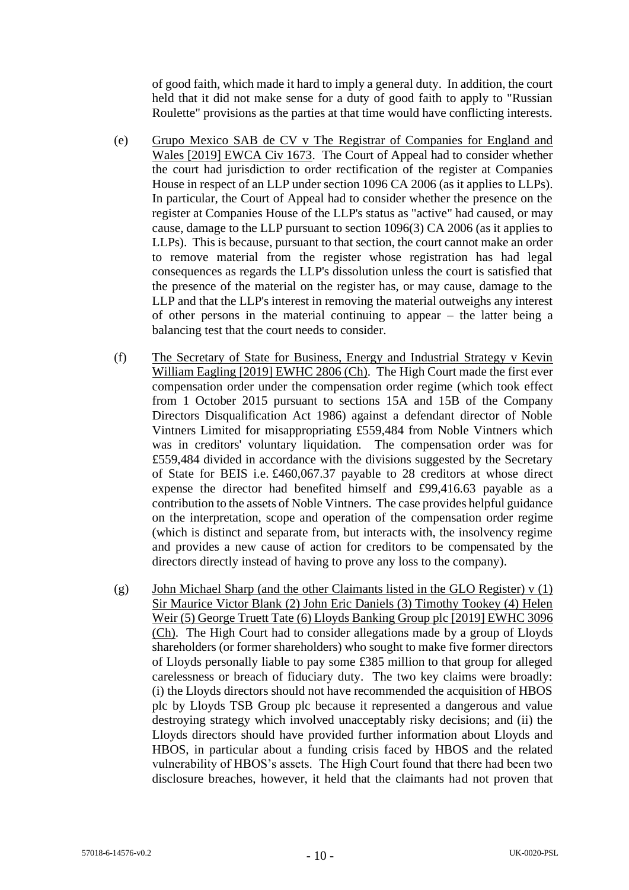of good faith, which made it hard to imply a general duty. In addition, the court held that it did not make sense for a duty of good faith to apply to "Russian Roulette" provisions as the parties at that time would have conflicting interests.

(e) Grupo Mexico SAB de CV v The Registrar of Companies for England and Wales [2019] EWCA Civ 1673. The Court of Appeal had to consider whether the court had jurisdiction to order rectification of the register at Companies House in respect of an LLP under section 1096 CA 2006 (as it applies to LLPs). In particular, the Court of Appeal had to consider whether the presence on the register at Companies House of the LLP's status as "active" had caused, or may cause, damage to the LLP pursuant to section 1096(3) CA 2006 (as it applies to LLPs). This is because, pursuant to that section, the court cannot make an order to remove material from the register whose registration has had legal consequences as regards the LLP's dissolution unless the court is satisfied that the presence of the material on the register has, or may cause, damage to the LLP and that the LLP's interest in removing the material outweighs any interest of other persons in the material continuing to appear – the latter being a balancing test that the court needs to consider.

(f) The Secretary of State for Business, Energy and Industrial Strategy v Kevin William Eagling [2019] EWHC 2806 (Ch). The High Court made the first ever compensation order under the compensation order regime (which took effect from 1 October 2015 pursuant to sections 15A and 15B of the Company Directors Disqualification Act 1986) against a defendant director of Noble Vintners Limited for misappropriating £559,484 from Noble Vintners which was in creditors' voluntary liquidation. The compensation order was for £559,484 divided in accordance with the divisions suggested by the Secretary of State for BEIS i.e. £460,067.37 payable to 28 creditors at whose direct expense the director had benefited himself and £99,416.63 payable as a contribution to the assets of Noble Vintners. The case provides helpful guidance on the interpretation, scope and operation of the compensation order regime (which is distinct and separate from, but interacts with, the insolvency regime and provides a new cause of action for creditors to be compensated by the directors directly instead of having to prove any loss to the company).

(g) John Michael Sharp (and the other Claimants listed in the GLO Register) v (1) Sir Maurice Victor Blank (2) John Eric Daniels (3) Timothy Tookey (4) Helen Weir (5) George Truett Tate (6) Lloyds Banking Group plc [2019] EWHC 3096 (Ch). The High Court had to consider allegations made by a group of Lloyds shareholders (or former shareholders) who sought to make five former directors of Lloyds personally liable to pay some £385 million to that group for alleged carelessness or breach of fiduciary duty. The two key claims were broadly: (i) the Lloyds directors should not have recommended the acquisition of HBOS plc by Lloyds TSB Group plc because it represented a dangerous and value destroying strategy which involved unacceptably risky decisions; and (ii) the Lloyds directors should have provided further information about Lloyds and HBOS, in particular about a funding crisis faced by HBOS and the related vulnerability of HBOS's assets. The High Court found that there had been two disclosure breaches, however, it held that the claimants had not proven that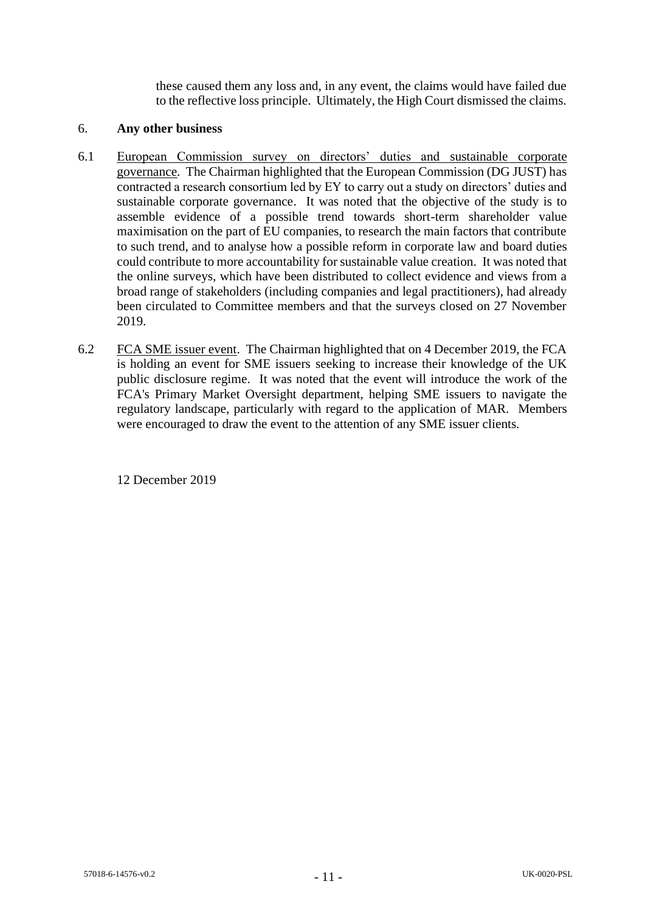these caused them any loss and, in any event, the claims would have failed due to the reflective loss principle. Ultimately, the High Court dismissed the claims.

## 6. **Any other business**

6.1 European Commission survey on directors' duties and sustainable corporate governance. The Chairman highlighted that the European Commission (DG JUST) has contracted a research consortium led by EY to carry out a study on directors' duties and sustainable corporate governance. It was noted that the objective of the study is to assemble evidence of a possible trend towards short-term shareholder value maximisation on the part of EU companies, to research the main factors that contribute to such trend, and to analyse how a possible reform in corporate law and board duties could contribute to more accountability for sustainable value creation. It was noted that the online surveys, which have been distributed to collect evidence and views from a broad range of stakeholders (including companies and legal practitioners), had already been circulated to Committee members and that the surveys closed on 27 November 2019.

6.2 FCA SME issuer event. The Chairman highlighted that on 4 December 2019, the FCA is holding an event for SME issuers seeking to increase their knowledge of the UK public disclosure regime. It was noted that the event will introduce the work of the FCA's Primary Market Oversight department, helping SME issuers to navigate the regulatory landscape, particularly with regard to the application of MAR. Members were encouraged to draw the event to the attention of any SME issuer clients.

12 December 2019